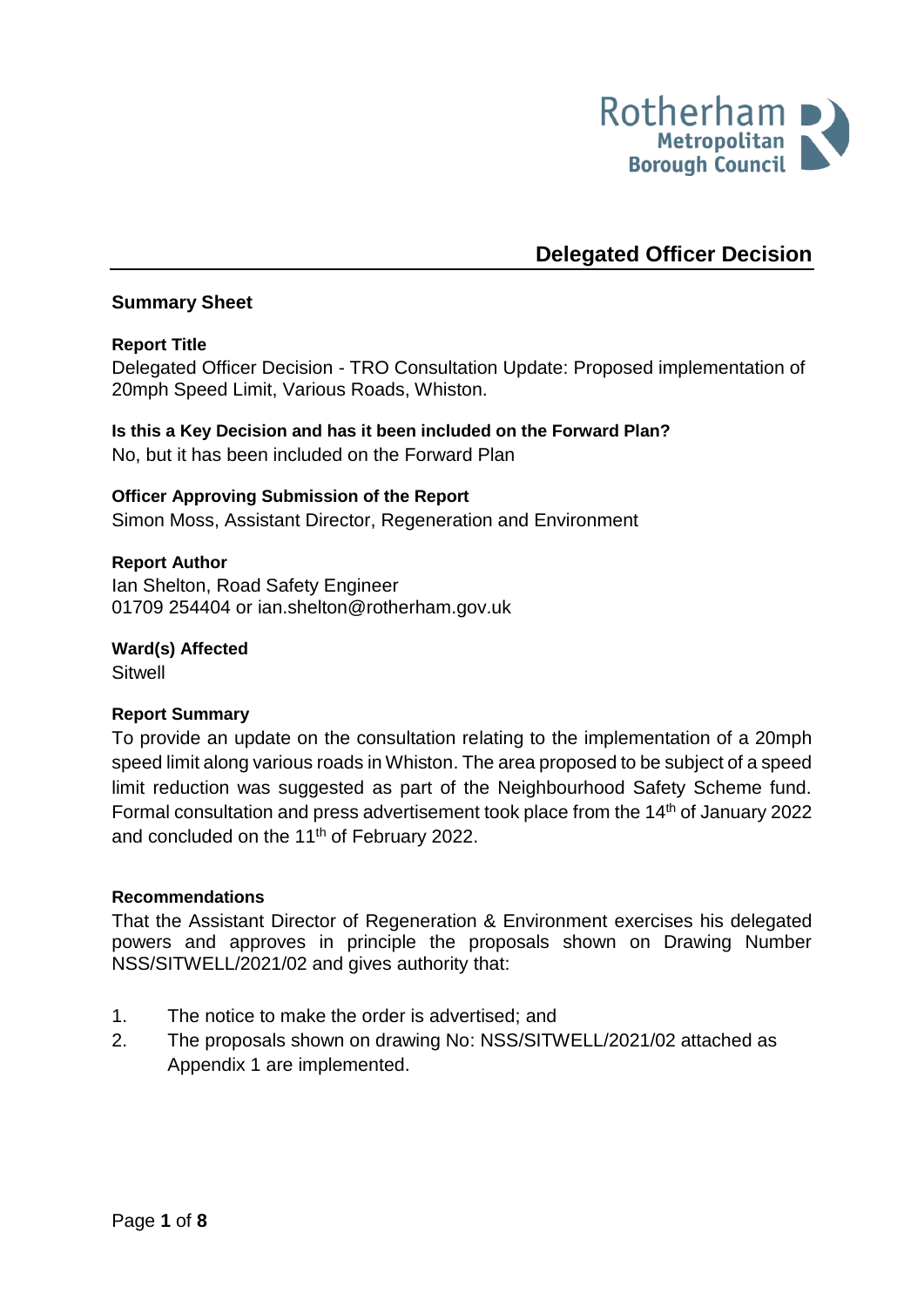Rotherham Metropolitan Borough Council

# Delegated Officer Decision

## Summary Sheet

**Report Title**

Delegated Officer Decision - TRO Consultation Update: Proposed implementation of 20mph Speed Limit, Various Roads, Whiston.

**Is this a Key Decision and has it been included on the Forward Plan?**

No, but it has been included on the Forward Plan

**Officer Approving Submission of the Report**

Simon Moss, Assistant Director, Regeneration and Environment

**Report Author**

Ian Shelton, Road Safety Engineer
01709 254404 or ian.shelton@rotherham.gov.uk

**Ward(s) Affected**

Sitwell

**Report Summary**

To provide an update on the consultation relating to the implementation of a 20mph speed limit along various roads in Whiston. The area proposed to be subject of a speed limit reduction was suggested as part of the Neighbourhood Safety Scheme fund. Formal consultation and press advertisement took place from the 14th of January 2022 and concluded on the 11th of February 2022.

**Recommendations**

That the Assistant Director of Regeneration & Environment exercises his delegated powers and approves in principle the proposals shown on Drawing Number NSS/SITWELL/2021/02 and gives authority that:

1. The notice to make the order is advertised; and
2. The proposals shown on drawing No: NSS/SITWELL/2021/02 attached as Appendix 1 are implemented.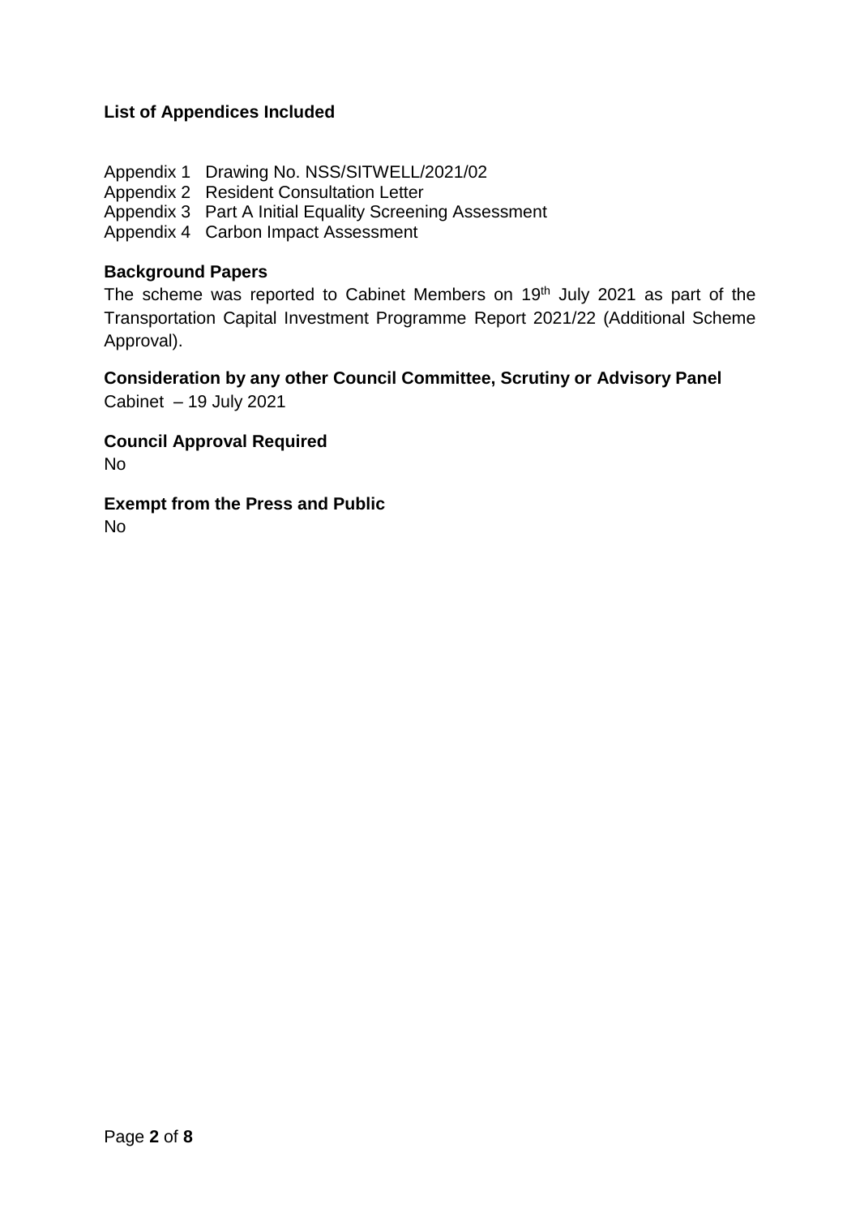**List of Appendices Included**

Appendix 1 Drawing No. NSS/SITWELL/2021/02
Appendix 2 Resident Consultation Letter
Appendix 3 Part A Initial Equality Screening Assessment
Appendix 4 Carbon Impact Assessment

**Background Papers**

The scheme was reported to Cabinet Members on 19th July 2021 as part of the Transportation Capital Investment Programme Report 2021/22 (Additional Scheme Approval).

**Consideration by any other Council Committee, Scrutiny or Advisory Panel**

Cabinet – 19 July 2021

**Council Approval Required**

No

**Exempt from the Press and Public**

No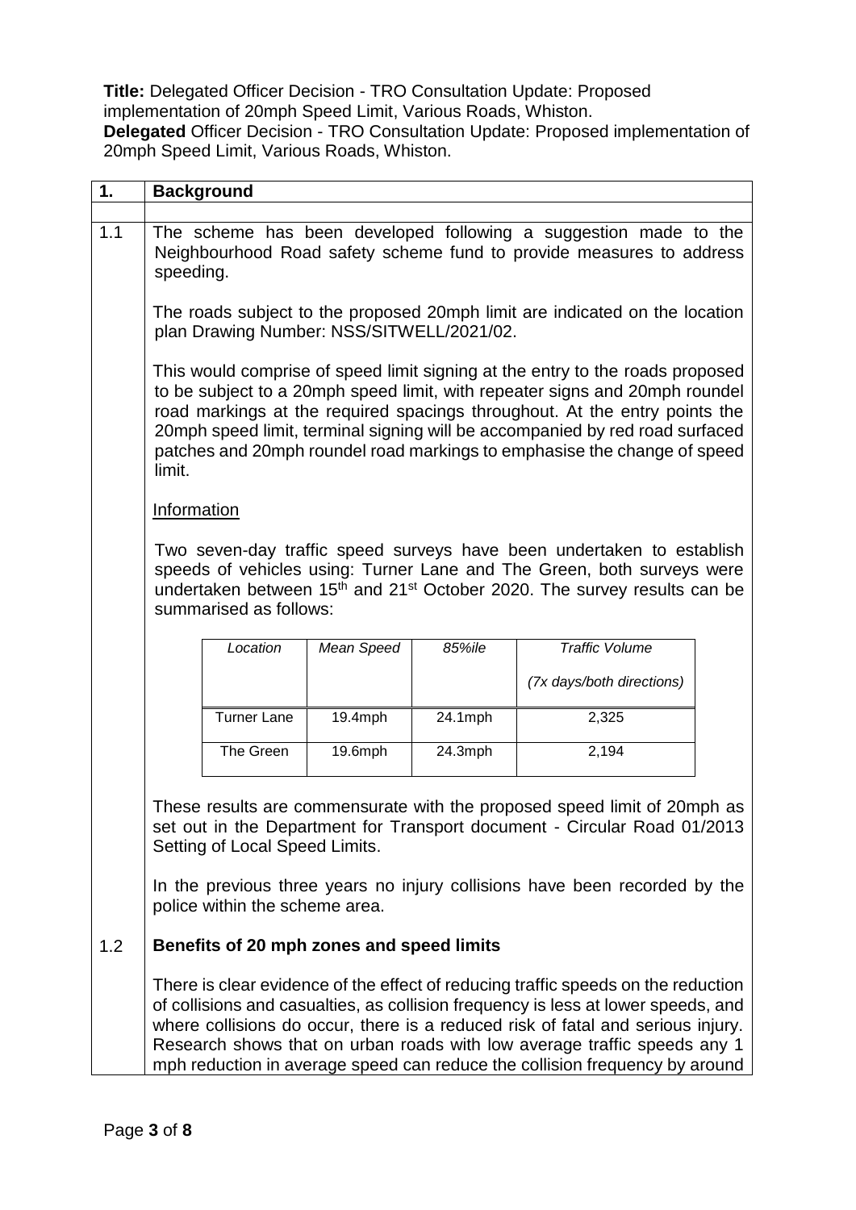**Title:** Delegated Officer Decision - TRO Consultation Update: Proposed implementation of 20mph Speed Limit, Various Roads, Whiston.
**Delegated** Officer Decision - TRO Consultation Update: Proposed implementation of 20mph Speed Limit, Various Roads, Whiston.

## 1. Background

**1.1** The scheme has been developed following a suggestion made to the Neighbourhood Road safety scheme fund to provide measures to address speeding.

The roads subject to the proposed 20mph limit are indicated on the location plan Drawing Number: NSS/SITWELL/2021/02.

This would comprise of speed limit signing at the entry to the roads proposed to be subject to a 20mph speed limit, with repeater signs and 20mph roundel road markings at the required spacings throughout. At the entry points the 20mph speed limit, terminal signing will be accompanied by red road surfaced patches and 20mph roundel road markings to emphasise the change of speed limit.

Information

Two seven-day traffic speed surveys have been undertaken to establish speeds of vehicles using: Turner Lane and The Green, both surveys were undertaken between 15th and 21st October 2020. The survey results can be summarised as follows:

| *Location* | *Mean Speed* | *85%ile* | *Traffic Volume (7x days/both directions)* |
|---|---|---|---|
| Turner Lane | 19.4mph | 24.1mph | 2,325 |
| The Green | 19.6mph | 24.3mph | 2,194 |

These results are commensurate with the proposed speed limit of 20mph as set out in the Department for Transport document - Circular Road 01/2013 Setting of Local Speed Limits.

In the previous three years no injury collisions have been recorded by the police within the scheme area.

**1.2** **Benefits of 20 mph zones and speed limits**

There is clear evidence of the effect of reducing traffic speeds on the reduction of collisions and casualties, as collision frequency is less at lower speeds, and where collisions do occur, there is a reduced risk of fatal and serious injury. Research shows that on urban roads with low average traffic speeds any 1 mph reduction in average speed can reduce the collision frequency by around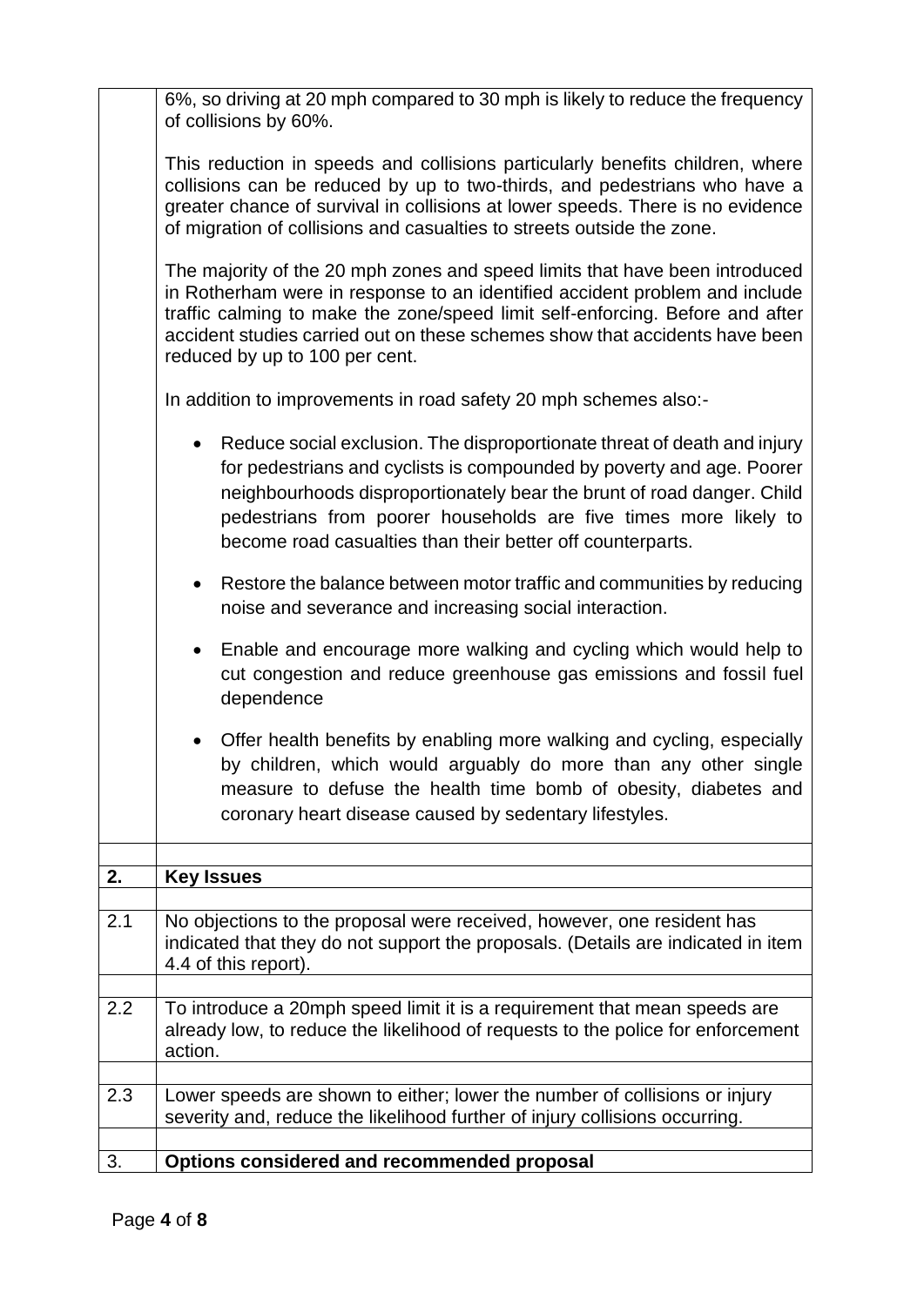| | |
|---|---|
| | 6%, so driving at 20 mph compared to 30 mph is likely to reduce the frequency of collisions by 60%.<br><br>This reduction in speeds and collisions particularly benefits children, where collisions can be reduced by up to two-thirds, and pedestrians who have a greater chance of survival in collisions at lower speeds. There is no evidence of migration of collisions and casualties to streets outside the zone.<br><br>The majority of the 20 mph zones and speed limits that have been introduced in Rotherham were in response to an identified accident problem and include traffic calming to make the zone/speed limit self-enforcing. Before and after accident studies carried out on these schemes show that accidents have been reduced by up to 100 per cent.<br><br>In addition to improvements in road safety 20 mph schemes also:-<br><br>• Reduce social exclusion. The disproportionate threat of death and injury for pedestrians and cyclists is compounded by poverty and age. Poorer neighbourhoods disproportionately bear the brunt of road danger. Child pedestrians from poorer households are five times more likely to become road casualties than their better off counterparts.<br><br>• Restore the balance between motor traffic and communities by reducing noise and severance and increasing social interaction.<br><br>• Enable and encourage more walking and cycling which would help to cut congestion and reduce greenhouse gas emissions and fossil fuel dependence<br><br>• Offer health benefits by enabling more walking and cycling, especially by children, which would arguably do more than any other single measure to defuse the health time bomb of obesity, diabetes and coronary heart disease caused by sedentary lifestyles. |
| | |
| **2.** | **Key Issues** |
| | |
| 2.1 | No objections to the proposal were received, however, one resident has indicated that they do not support the proposals. (Details are indicated in item 4.4 of this report). |
| | |
| 2.2 | To introduce a 20mph speed limit it is a requirement that mean speeds are already low, to reduce the likelihood of requests to the police for enforcement action. |
| | |
| 2.3 | Lower speeds are shown to either; lower the number of collisions or injury severity and, reduce the likelihood further of injury collisions occurring. |
| | |
| 3. | **Options considered and recommended proposal** |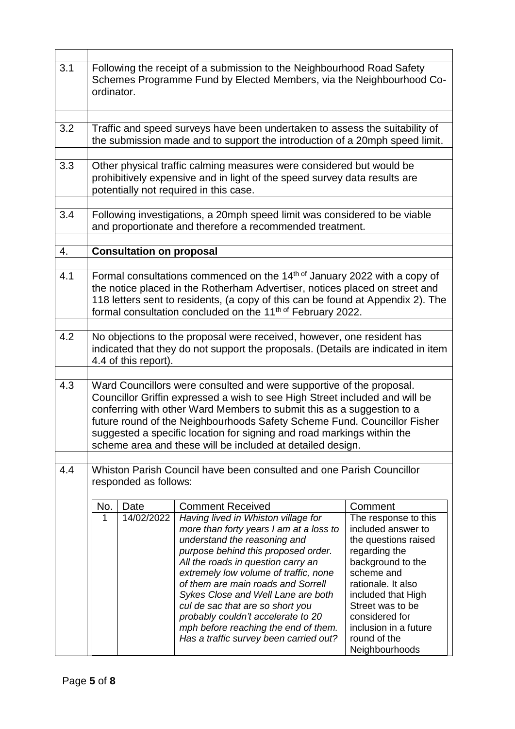3.1 Following the receipt of a submission to the Neighbourhood Road Safety Schemes Programme Fund by Elected Members, via the Neighbourhood Co-ordinator.

3.2 Traffic and speed surveys have been undertaken to assess the suitability of the submission made and to support the introduction of a 20mph speed limit.

3.3 Other physical traffic calming measures were considered but would be prohibitively expensive and in light of the speed survey data results are potentially not required in this case.

3.4 Following investigations, a 20mph speed limit was considered to be viable and proportionate and therefore a recommended treatment.

## 4. Consultation on proposal

4.1 Formal consultations commenced on the 14th of January 2022 with a copy of the notice placed in the Rotherham Advertiser, notices placed on street and 118 letters sent to residents, (a copy of this can be found at Appendix 2). The formal consultation concluded on the 11th of February 2022.

4.2 No objections to the proposal were received, however, one resident has indicated that they do not support the proposals. (Details are indicated in item 4.4 of this report).

4.3 Ward Councillors were consulted and were supportive of the proposal. Councillor Griffin expressed a wish to see High Street included and will be conferring with other Ward Members to submit this as a suggestion to a future round of the Neighbourhoods Safety Scheme Fund. Councillor Fisher suggested a specific location for signing and road markings within the scheme area and these will be included at detailed design.

4.4 Whiston Parish Council have been consulted and one Parish Councillor responded as follows:

| No. | Date | Comment Received | Comment |
|---|---|---|---|
| 1 | 14/02/2022 | *Having lived in Whiston village for more than forty years I am at a loss to understand the reasoning and purpose behind this proposed order. All the roads in question carry an extremely low volume of traffic, none of them are main roads and Sorrell Sykes Close and Well Lane are both cul de sac that are so short you probably couldn't accelerate to 20 mph before reaching the end of them. Has a traffic survey been carried out?* | The response to this included answer to the questions raised regarding the background to the scheme and rationale. It also included that High Street was to be considered for inclusion in a future round of the Neighbourhoods |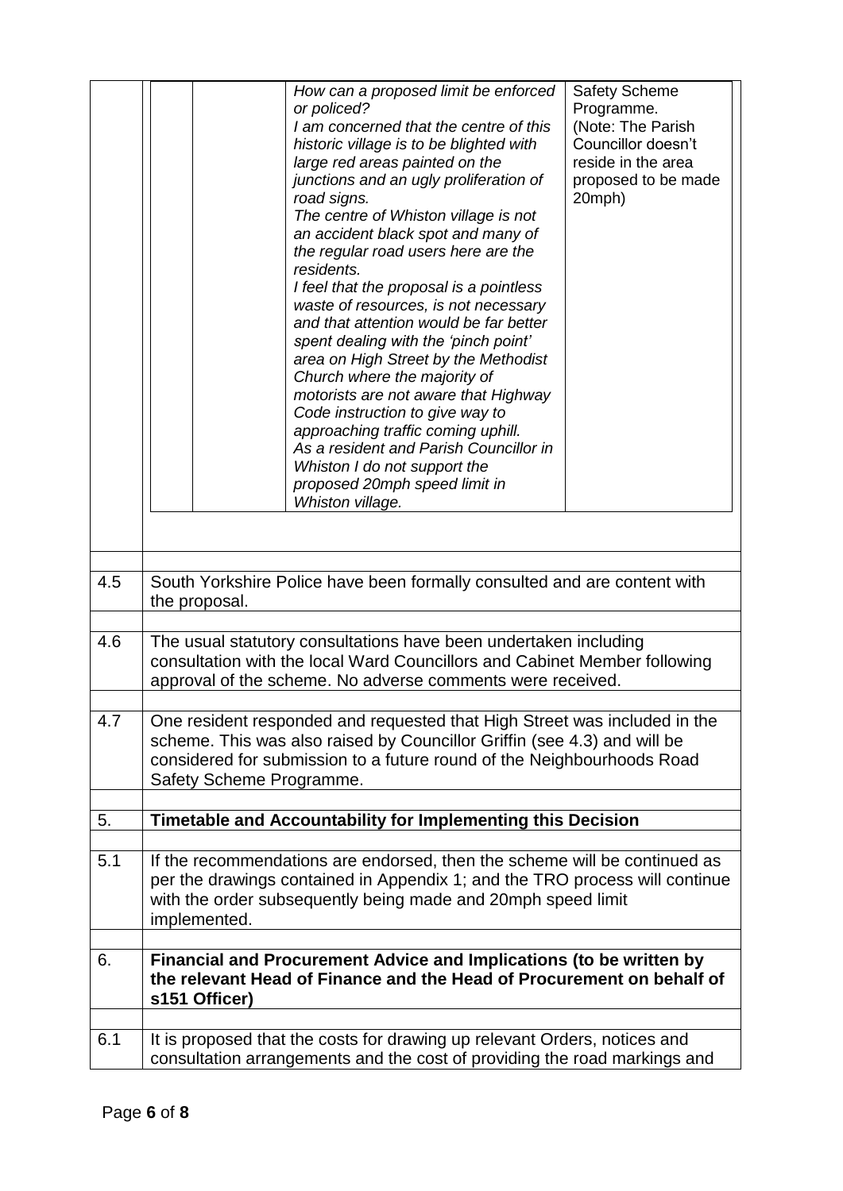|  |  |  | How can a proposed limit be enforced or policed?<br>I am concerned that the centre of this historic village is to be blighted with large red areas painted on the junctions and an ugly proliferation of road signs.<br>The centre of Whiston village is not an accident black spot and many of the regular road users here are the residents.<br>I feel that the proposal is a pointless waste of resources, is not necessary and that attention would be far better spent dealing with the 'pinch point' area on High Street by the Methodist Church where the majority of motorists are not aware that Highway Code instruction to give way to approaching traffic coming uphill.<br>As a resident and Parish Councillor in Whiston I do not support the proposed 20mph speed limit in Whiston village. | Safety Scheme Programme.<br>(Note: The Parish Councillor doesn't reside in the area proposed to be made 20mph) |
|---|---|---|---|---|

| | |
|---|---|
| 4.5 | South Yorkshire Police have been formally consulted and are content with the proposal. |
| 4.6 | The usual statutory consultations have been undertaken including consultation with the local Ward Councillors and Cabinet Member following approval of the scheme. No adverse comments were received. |
| 4.7 | One resident responded and requested that High Street was included in the scheme. This was also raised by Councillor Griffin (see 4.3) and will be considered for submission to a future round of the Neighbourhoods Road Safety Scheme Programme. |
| **5.** | **Timetable and Accountability for Implementing this Decision** |
| 5.1 | If the recommendations are endorsed, then the scheme will be continued as per the drawings contained in Appendix 1; and the TRO process will continue with the order subsequently being made and 20mph speed limit implemented. |
| **6.** | **Financial and Procurement Advice and Implications (to be written by the relevant Head of Finance and the Head of Procurement on behalf of s151 Officer)** |
| 6.1 | It is proposed that the costs for drawing up relevant Orders, notices and consultation arrangements and the cost of providing the road markings and |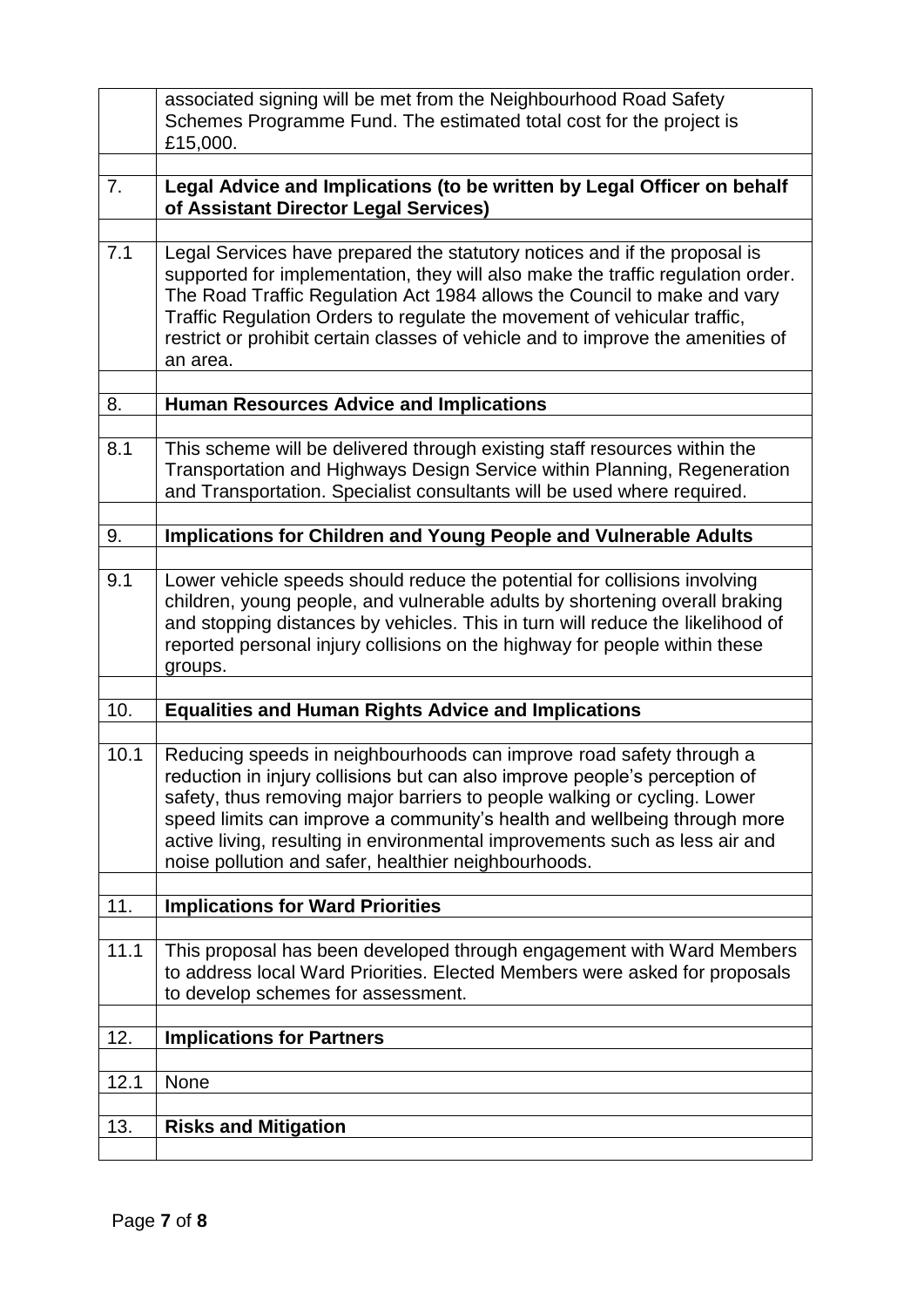| | associated signing will be met from the Neighbourhood Road Safety Schemes Programme Fund. The estimated total cost for the project is £15,000. |
|---|---|
| | |
| 7. | **Legal Advice and Implications (to be written by Legal Officer on behalf of Assistant Director Legal Services)** |
| | |
| 7.1 | Legal Services have prepared the statutory notices and if the proposal is supported for implementation, they will also make the traffic regulation order. The Road Traffic Regulation Act 1984 allows the Council to make and vary Traffic Regulation Orders to regulate the movement of vehicular traffic, restrict or prohibit certain classes of vehicle and to improve the amenities of an area. |
| | |
| 8. | **Human Resources Advice and Implications** |
| | |
| 8.1 | This scheme will be delivered through existing staff resources within the Transportation and Highways Design Service within Planning, Regeneration and Transportation. Specialist consultants will be used where required. |
| | |
| 9. | **Implications for Children and Young People and Vulnerable Adults** |
| | |
| 9.1 | Lower vehicle speeds should reduce the potential for collisions involving children, young people, and vulnerable adults by shortening overall braking and stopping distances by vehicles. This in turn will reduce the likelihood of reported personal injury collisions on the highway for people within these groups. |
| | |
| 10. | **Equalities and Human Rights Advice and Implications** |
| | |
| 10.1 | Reducing speeds in neighbourhoods can improve road safety through a reduction in injury collisions but can also improve people's perception of safety, thus removing major barriers to people walking or cycling. Lower speed limits can improve a community's health and wellbeing through more active living, resulting in environmental improvements such as less air and noise pollution and safer, healthier neighbourhoods. |
| | |
| 11. | **Implications for Ward Priorities** |
| | |
| 11.1 | This proposal has been developed through engagement with Ward Members to address local Ward Priorities. Elected Members were asked for proposals to develop schemes for assessment. |
| | |
| 12. | **Implications for Partners** |
| | |
| 12.1 | None |
| | |
| 13. | **Risks and Mitigation** |
| | |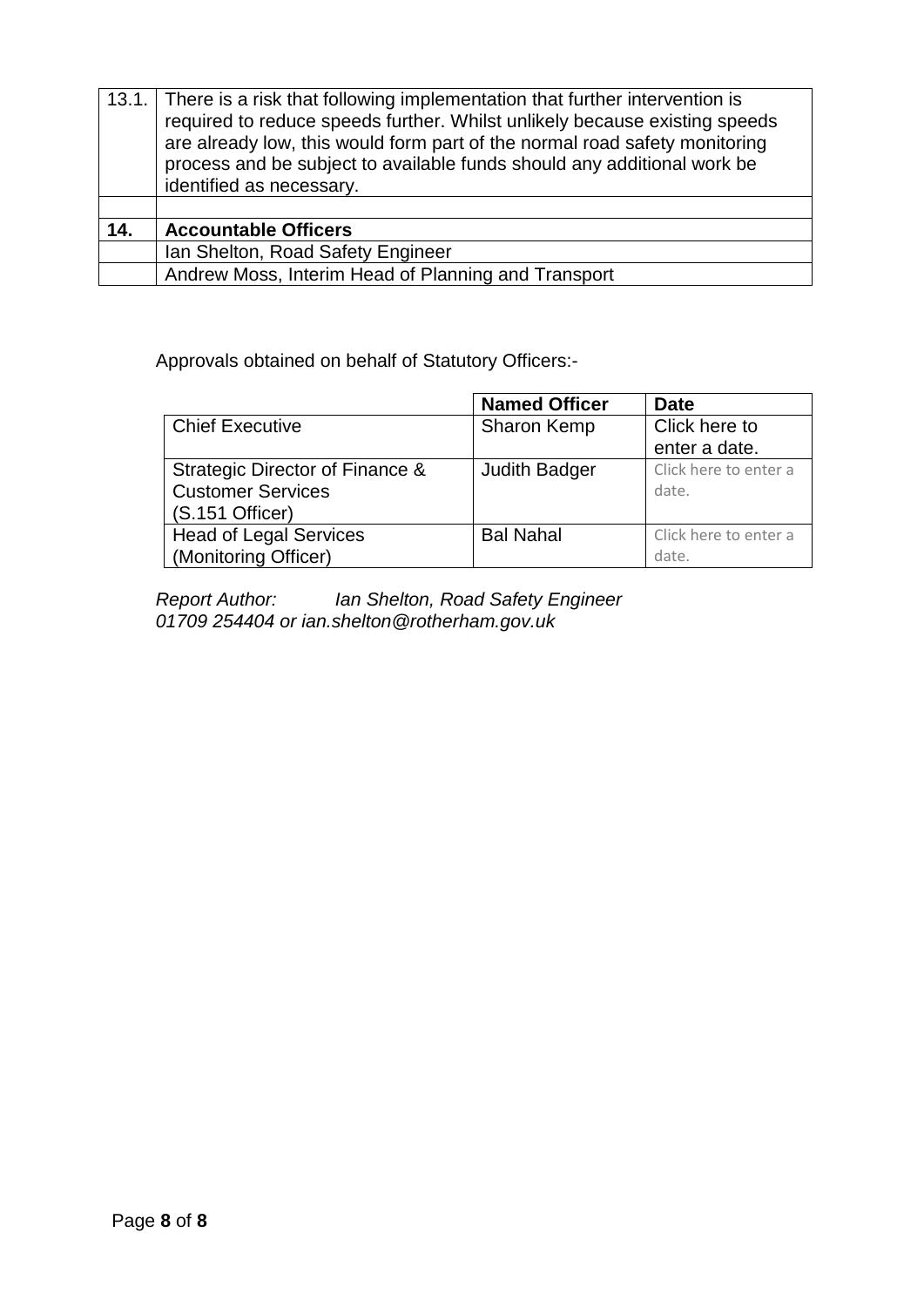| | |
|---|---|
| 13.1. | There is a risk that following implementation that further intervention is required to reduce speeds further. Whilst unlikely because existing speeds are already low, this would form part of the normal road safety monitoring process and be subject to available funds should any additional work be identified as necessary. |
| | |
| **14.** | **Accountable Officers** |
| | Ian Shelton, Road Safety Engineer |
| | Andrew Moss, Interim Head of Planning and Transport |

Approvals obtained on behalf of Statutory Officers:-

| | **Named Officer** | **Date** |
|---|---|---|
| Chief Executive | Sharon Kemp | Click here to enter a date. |
| Strategic Director of Finance & Customer Services (S.151 Officer) | Judith Badger | Click here to enter a date. |
| Head of Legal Services (Monitoring Officer) | Bal Nahal | Click here to enter a date. |

*Report Author: Ian Shelton, Road Safety Engineer*
*01709 254404 or ian.shelton@rotherham.gov.uk*